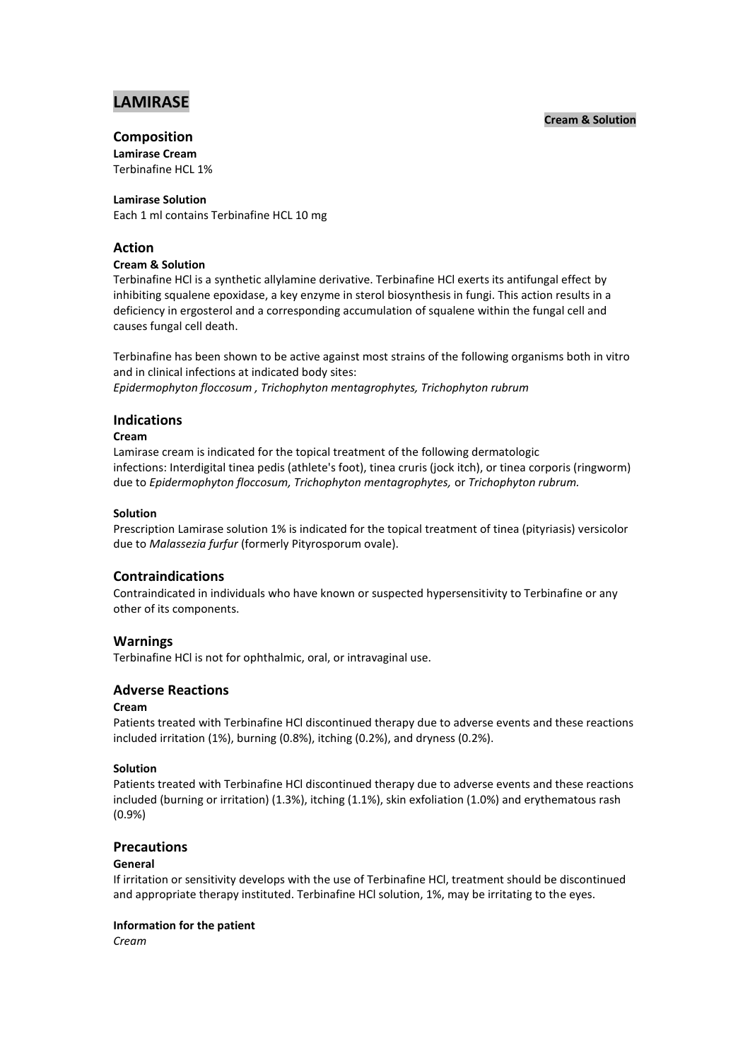# LAMIRASE

**Cream & Solution**

## Composition

**Lamirase Cream**
Terbinafine HCL 1%

**Lamirase Solution**
Each 1 ml contains Terbinafine HCL 10 mg

## Action

**Cream & Solution**

Terbinafine HCl is a synthetic allylamine derivative. Terbinafine HCl exerts its antifungal effect by inhibiting squalene epoxidase, a key enzyme in sterol biosynthesis in fungi. This action results in a deficiency in ergosterol and a corresponding accumulation of squalene within the fungal cell and causes fungal cell death.

Terbinafine has been shown to be active against most strains of the following organisms both in vitro and in clinical infections at indicated body sites:
*Epidermophyton floccosum , Trichophyton mentagrophytes, Trichophyton rubrum*

## Indications

**Cream**

Lamirase cream is indicated for the topical treatment of the following dermatologic infections: Interdigital tinea pedis (athlete's foot), tinea cruris (jock itch), or tinea corporis (ringworm) due to *Epidermophyton floccosum, Trichophyton mentagrophytes,* or *Trichophyton rubrum.*

**Solution**

Prescription Lamirase solution 1% is indicated for the topical treatment of tinea (pityriasis) versicolor due to *Malassezia furfur* (formerly Pityrosporum ovale).

## Contraindications

Contraindicated in individuals who have known or suspected hypersensitivity to Terbinafine or any other of its components.

## Warnings

Terbinafine HCl is not for ophthalmic, oral, or intravaginal use.

## Adverse Reactions

**Cream**

Patients treated with Terbinafine HCl discontinued therapy due to adverse events and these reactions included irritation (1%), burning (0.8%), itching (0.2%), and dryness (0.2%).

**Solution**

Patients treated with Terbinafine HCl discontinued therapy due to adverse events and these reactions included (burning or irritation) (1.3%), itching (1.1%), skin exfoliation (1.0%) and erythematous rash (0.9%)

## Precautions

**General**

If irritation or sensitivity develops with the use of Terbinafine HCl, treatment should be discontinued and appropriate therapy instituted. Terbinafine HCl solution, 1%, may be irritating to the eyes.

**Information for the patient**

*Cream*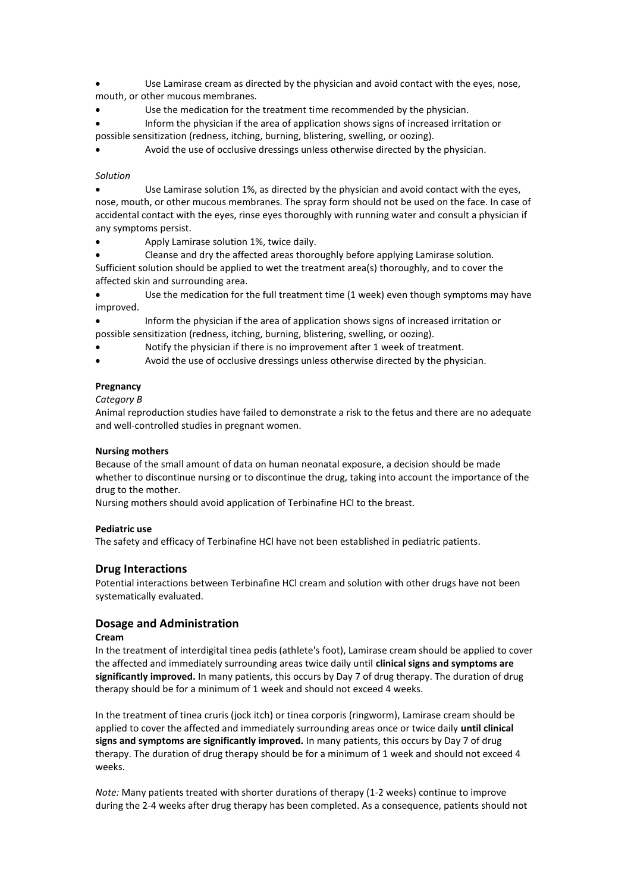- Use Lamirase cream as directed by the physician and avoid contact with the eyes, nose, mouth, or other mucous membranes.
- Use the medication for the treatment time recommended by the physician.
- Inform the physician if the area of application shows signs of increased irritation or possible sensitization (redness, itching, burning, blistering, swelling, or oozing).
- Avoid the use of occlusive dressings unless otherwise directed by the physician.

*Solution*

- Use Lamirase solution 1%, as directed by the physician and avoid contact with the eyes, nose, mouth, or other mucous membranes. The spray form should not be used on the face. In case of accidental contact with the eyes, rinse eyes thoroughly with running water and consult a physician if any symptoms persist.
- Apply Lamirase solution 1%, twice daily.
- Cleanse and dry the affected areas thoroughly before applying Lamirase solution. Sufficient solution should be applied to wet the treatment area(s) thoroughly, and to cover the affected skin and surrounding area.
- Use the medication for the full treatment time (1 week) even though symptoms may have improved.
- Inform the physician if the area of application shows signs of increased irritation or possible sensitization (redness, itching, burning, blistering, swelling, or oozing).
- Notify the physician if there is no improvement after 1 week of treatment.
- Avoid the use of occlusive dressings unless otherwise directed by the physician.

**Pregnancy**

*Category B*

Animal reproduction studies have failed to demonstrate a risk to the fetus and there are no adequate and well-controlled studies in pregnant women.

**Nursing mothers**

Because of the small amount of data on human neonatal exposure, a decision should be made whether to discontinue nursing or to discontinue the drug, taking into account the importance of the drug to the mother.

Nursing mothers should avoid application of Terbinafine HCl to the breast.

**Pediatric use**

The safety and efficacy of Terbinafine HCl have not been established in pediatric patients.

## Drug Interactions

Potential interactions between Terbinafine HCl cream and solution with other drugs have not been systematically evaluated.

## Dosage and Administration

**Cream**

In the treatment of interdigital tinea pedis (athlete's foot), Lamirase cream should be applied to cover the affected and immediately surrounding areas twice daily until **clinical signs and symptoms are significantly improved.** In many patients, this occurs by Day 7 of drug therapy. The duration of drug therapy should be for a minimum of 1 week and should not exceed 4 weeks.

In the treatment of tinea cruris (jock itch) or tinea corporis (ringworm), Lamirase cream should be applied to cover the affected and immediately surrounding areas once or twice daily **until clinical signs and symptoms are significantly improved.** In many patients, this occurs by Day 7 of drug therapy. The duration of drug therapy should be for a minimum of 1 week and should not exceed 4 weeks.

*Note:* Many patients treated with shorter durations of therapy (1-2 weeks) continue to improve during the 2-4 weeks after drug therapy has been completed. As a consequence, patients should not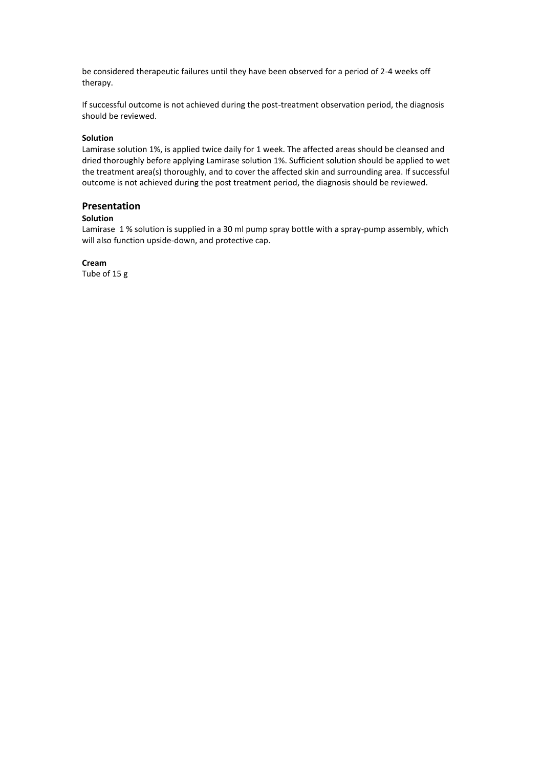be considered therapeutic failures until they have been observed for a period of 2-4 weeks off therapy.

If successful outcome is not achieved during the post-treatment observation period, the diagnosis should be reviewed.

**Solution**

Lamirase solution 1%, is applied twice daily for 1 week. The affected areas should be cleansed and dried thoroughly before applying Lamirase solution 1%. Sufficient solution should be applied to wet the treatment area(s) thoroughly, and to cover the affected skin and surrounding area. If successful outcome is not achieved during the post treatment period, the diagnosis should be reviewed.

## Presentation

**Solution**

Lamirase 1 % solution is supplied in a 30 ml pump spray bottle with a spray-pump assembly, which will also function upside-down, and protective cap.

**Cream**

Tube of 15 g